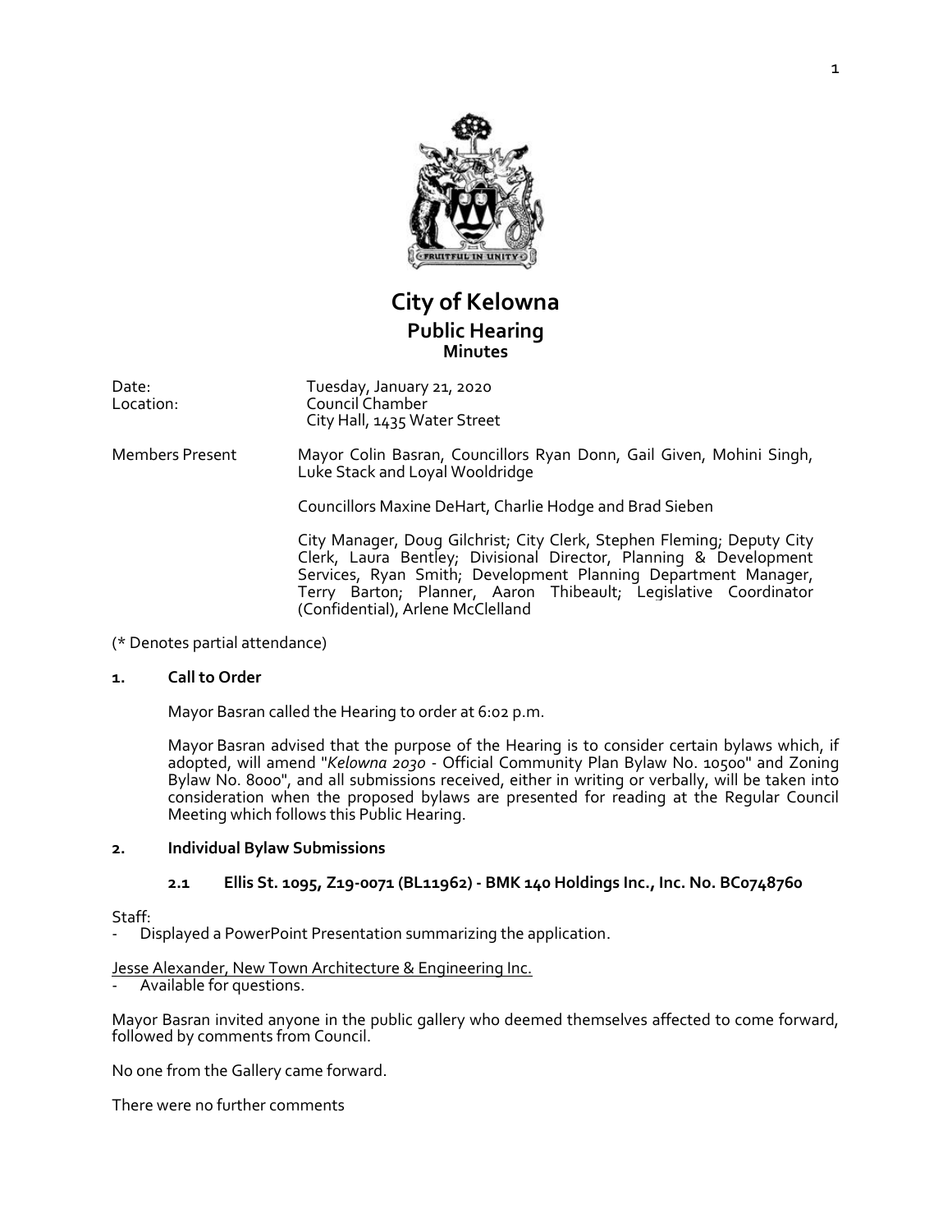# City of Kelowna

## Public Hearing

### Minutes

Date: Tuesday, January 21, 2020
Location: Council Chamber
City Hall, 1435 Water Street

Members Present: Mayor Colin Basran, Councillors Ryan Donn, Gail Given, Mohini Singh, Luke Stack and Loyal Wooldridge

Councillors Maxine DeHart, Charlie Hodge and Brad Sieben

City Manager, Doug Gilchrist; City Clerk, Stephen Fleming; Deputy City Clerk, Laura Bentley; Divisional Director, Planning & Development Services, Ryan Smith; Development Planning Department Manager, Terry Barton; Planner, Aaron Thibeault; Legislative Coordinator (Confidential), Arlene McClelland

(* Denotes partial attendance)

**1. Call to Order**

Mayor Basran called the Hearing to order at 6:02 p.m.

Mayor Basran advised that the purpose of the Hearing is to consider certain bylaws which, if adopted, will amend "*Kelowna 2030* - Official Community Plan Bylaw No. 10500" and Zoning Bylaw No. 8000", and all submissions received, either in writing or verbally, will be taken into consideration when the proposed bylaws are presented for reading at the Regular Council Meeting which follows this Public Hearing.

**2. Individual Bylaw Submissions**

**2.1 Ellis St. 1095, Z19-0071 (BL11962) - BMK 140 Holdings Inc., Inc. No. BC0748760**

Staff:
- Displayed a PowerPoint Presentation summarizing the application.

Jesse Alexander, New Town Architecture & Engineering Inc.
- Available for questions.

Mayor Basran invited anyone in the public gallery who deemed themselves affected to come forward, followed by comments from Council.

No one from the Gallery came forward.

There were no further comments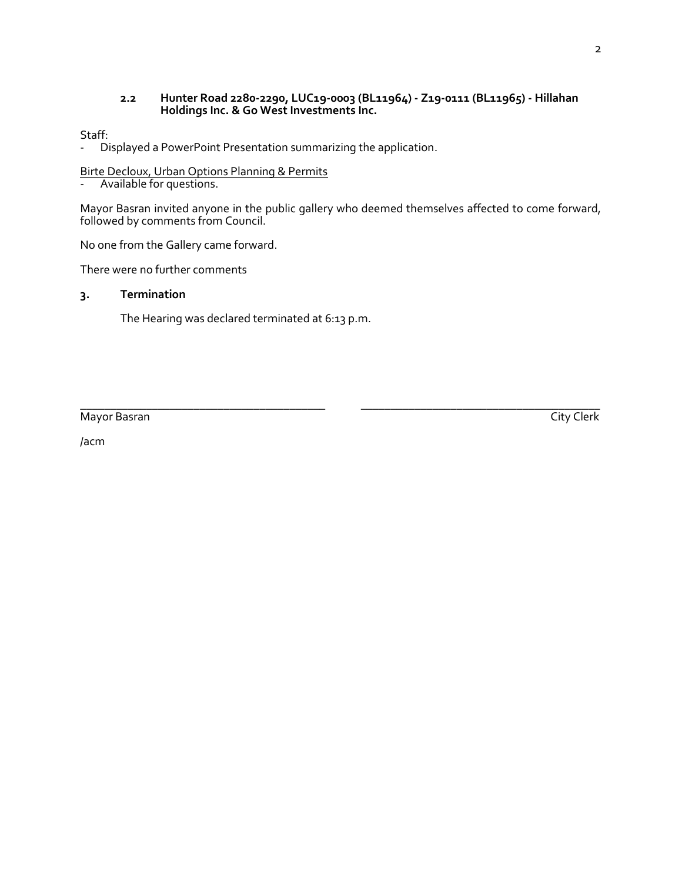### 2.2 Hunter Road 2280-2290, LUC19-0003 (BL11964) - Z19-0111 (BL11965) - Hillahan Holdings Inc. & Go West Investments Inc.

Staff:

- Displayed a PowerPoint Presentation summarizing the application.

Birte Decloux, Urban Options Planning & Permits

- Available for questions.

Mayor Basran invited anyone in the public gallery who deemed themselves affected to come forward, followed by comments from Council.

No one from the Gallery came forward.

There were no further comments

## 3. Termination

The Hearing was declared terminated at 6:13 p.m.

\_\_\_\_\_\_\_\_\_\_\_\_\_\_\_\_\_\_\_\_\_\_\_\_\_\_\_\_\_\_\_\_\_\_\_\_\_\_\_\_ \_\_\_\_\_\_\_\_\_\_\_\_\_\_\_\_\_\_\_\_\_\_\_\_\_\_\_\_\_\_\_\_\_\_\_\_\_\_\_\_

Mayor Basran City Clerk

/acm